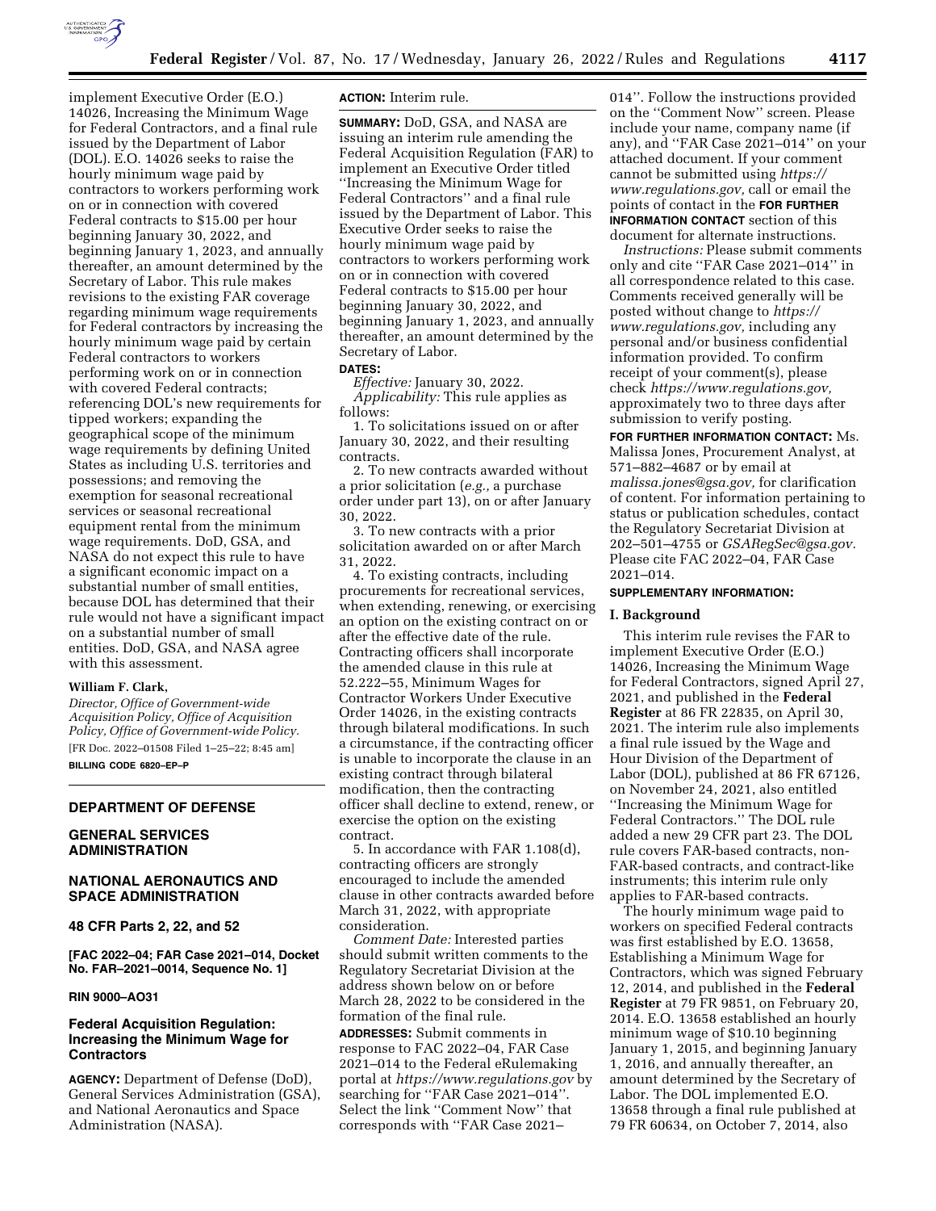implement Executive Order (E.O.) 14026, Increasing the Minimum Wage for Federal Contractors, and a final rule issued by the Department of Labor (DOL). E.O. 14026 seeks to raise the hourly minimum wage paid by contractors to workers performing work on or in connection with covered Federal contracts to $15.00 per hour beginning January 30, 2022, and beginning January 1, 2023, and annually thereafter, an amount determined by the Secretary of Labor. This rule makes revisions to the existing FAR coverage regarding minimum wage requirements for Federal contractors by increasing the hourly minimum wage paid by certain Federal contractors to workers performing work on or in connection with covered Federal contracts; referencing DOL's new requirements for tipped workers; expanding the geographical scope of the minimum wage requirements by defining United States as including U.S. territories and possessions; and removing the exemption for seasonal recreational services or seasonal recreational equipment rental from the minimum wage requirements. DoD, GSA, and NASA do not expect this rule to have a significant economic impact on a substantial number of small entities, because DOL has determined that their rule would not have a significant impact on a substantial number of small entities. DoD, GSA, and NASA agree with this assessment.

**William F. Clark,**

*Director, Office of Government-wide Acquisition Policy, Office of Acquisition Policy, Office of Government-wide Policy.*

[FR Doc. 2022–01508 Filed 1–25–22; 8:45 am]

**BILLING CODE 6820–EP–P**

---

## DEPARTMENT OF DEFENSE

## GENERAL SERVICES ADMINISTRATION

## NATIONAL AERONAUTICS AND SPACE ADMINISTRATION

### 48 CFR Parts 2, 22, and 52

**[FAC 2022–04; FAR Case 2021–014, Docket No. FAR–2021–0014, Sequence No. 1]**

**RIN 9000–AO31**

## Federal Acquisition Regulation: Increasing the Minimum Wage for Contractors

**AGENCY:** Department of Defense (DoD), General Services Administration (GSA), and National Aeronautics and Space Administration (NASA).

**ACTION:** Interim rule.

**SUMMARY:** DoD, GSA, and NASA are issuing an interim rule amending the Federal Acquisition Regulation (FAR) to implement an Executive Order titled "Increasing the Minimum Wage for Federal Contractors" and a final rule issued by the Department of Labor. This Executive Order seeks to raise the hourly minimum wage paid by contractors to workers performing work on or in connection with covered Federal contracts to $15.00 per hour beginning January 30, 2022, and beginning January 1, 2023, and annually thereafter, an amount determined by the Secretary of Labor.

**DATES:**

*Effective:* January 30, 2022.

*Applicability:* This rule applies as follows:

1. To solicitations issued on or after January 30, 2022, and their resulting contracts.

2. To new contracts awarded without a prior solicitation (*e.g.,* a purchase order under part 13), on or after January 30, 2022.

3. To new contracts with a prior solicitation awarded on or after March 31, 2022.

4. To existing contracts, including procurements for recreational services, when extending, renewing, or exercising an option on the existing contract on or after the effective date of the rule. Contracting officers shall incorporate the amended clause in this rule at 52.222–55, Minimum Wages for Contractor Workers Under Executive Order 14026, in the existing contracts through bilateral modifications. In such a circumstance, if the contracting officer is unable to incorporate the clause in an existing contract through bilateral modification, then the contracting officer shall decline to extend, renew, or exercise the option on the existing contract.

5. In accordance with FAR 1.108(d), contracting officers are strongly encouraged to include the amended clause in other contracts awarded before March 31, 2022, with appropriate consideration.

*Comment Date:* Interested parties should submit written comments to the Regulatory Secretariat Division at the address shown below on or before March 28, 2022 to be considered in the formation of the final rule.

**ADDRESSES:** Submit comments in response to FAC 2022–04, FAR Case 2021–014 to the Federal eRulemaking portal at *https://www.regulations.gov* by searching for "FAR Case 2021–014". Select the link "Comment Now" that corresponds with "FAR Case 2021–014". Follow the instructions provided on the "Comment Now" screen. Please include your name, company name (if any), and "FAR Case 2021–014" on your attached document. If your comment cannot be submitted using *https://www.regulations.gov,* call or email the points of contact in the **FOR FURTHER INFORMATION CONTACT** section of this document for alternate instructions.

*Instructions:* Please submit comments only and cite "FAR Case 2021–014" in all correspondence related to this case. Comments received generally will be posted without change to *https://www.regulations.gov,* including any personal and/or business confidential information provided. To confirm receipt of your comment(s), please check *https://www.regulations.gov,* approximately two to three days after submission to verify posting.

**FOR FURTHER INFORMATION CONTACT:** Ms. Malissa Jones, Procurement Analyst, at 571–882–4687 or by email at *malissa.jones@gsa.gov,* for clarification of content. For information pertaining to status or publication schedules, contact the Regulatory Secretariat Division at 202–501–4755 or *GSARegSec@gsa.gov.* Please cite FAC 2022–04, FAR Case 2021–014.

**SUPPLEMENTARY INFORMATION:**

### I. Background

This interim rule revises the FAR to implement Executive Order (E.O.) 14026, Increasing the Minimum Wage for Federal Contractors, signed April 27, 2021, and published in the **Federal Register** at 86 FR 22835, on April 30, 2021. The interim rule also implements a final rule issued by the Wage and Hour Division of the Department of Labor (DOL), published at 86 FR 67126, on November 24, 2021, also entitled "Increasing the Minimum Wage for Federal Contractors." The DOL rule added a new 29 CFR part 23. The DOL rule covers FAR-based contracts, non-FAR-based contracts, and contract-like instruments; this interim rule only applies to FAR-based contracts.

The hourly minimum wage paid to workers on specified Federal contracts was first established by E.O. 13658, Establishing a Minimum Wage for Contractors, which was signed February 12, 2014, and published in the **Federal Register** at 79 FR 9851, on February 20, 2014. E.O. 13658 established an hourly minimum wage of $10.10 beginning January 1, 2015, and beginning January 1, 2016, and annually thereafter, an amount determined by the Secretary of Labor. The DOL implemented E.O. 13658 through a final rule published at 79 FR 60634, on October 7, 2014, also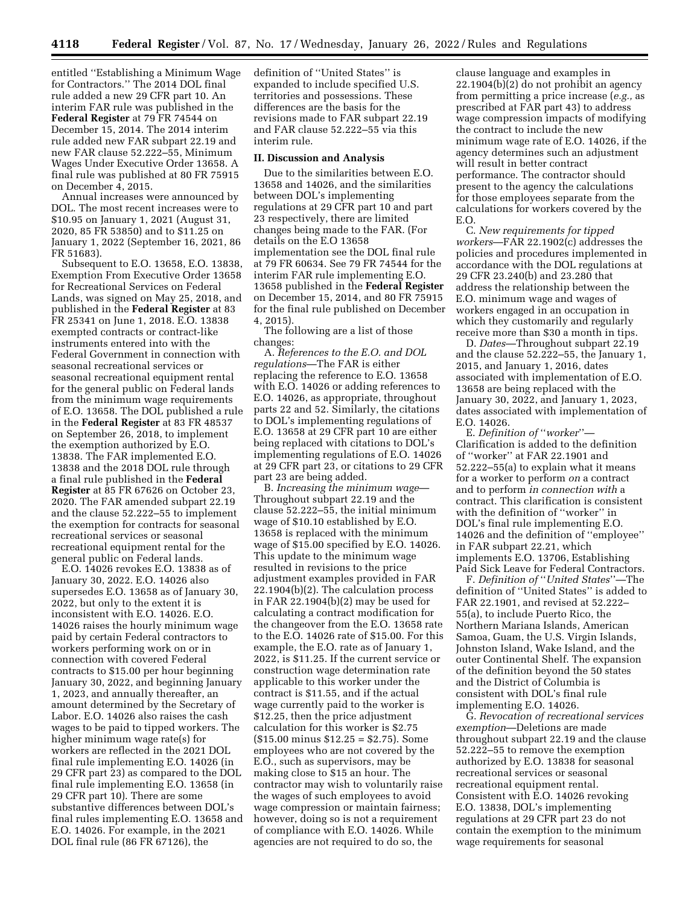entitled "Establishing a Minimum Wage for Contractors." The 2014 DOL final rule added a new 29 CFR part 10. An interim FAR rule was published in the **Federal Register** at 79 FR 74544 on December 15, 2014. The 2014 interim rule added new FAR subpart 22.19 and new FAR clause 52.222–55, Minimum Wages Under Executive Order 13658. A final rule was published at 80 FR 75915 on December 4, 2015.

Annual increases were announced by DOL. The most recent increases were to $10.95 on January 1, 2021 (August 31, 2020, 85 FR 53850) and to $11.25 on January 1, 2022 (September 16, 2021, 86 FR 51683).

Subsequent to E.O. 13658, E.O. 13838, Exemption From Executive Order 13658 for Recreational Services on Federal Lands, was signed on May 25, 2018, and published in the **Federal Register** at 83 FR 25341 on June 1, 2018. E.O. 13838 exempted contracts or contract-like instruments entered into with the Federal Government in connection with seasonal recreational services or seasonal recreational equipment rental for the general public on Federal lands from the minimum wage requirements of E.O. 13658. The DOL published a rule in the **Federal Register** at 83 FR 48537 on September 26, 2018, to implement the exemption authorized by E.O. 13838. The FAR implemented E.O. 13838 and the 2018 DOL rule through a final rule published in the **Federal Register** at 85 FR 67626 on October 23, 2020. The FAR amended subpart 22.19 and the clause 52.222–55 to implement the exemption for contracts for seasonal recreational services or seasonal recreational equipment rental for the general public on Federal lands.

E.O. 14026 revokes E.O. 13838 as of January 30, 2022. E.O. 14026 also supersedes E.O. 13658 as of January 30, 2022, but only to the extent it is inconsistent with E.O. 14026. E.O. 14026 raises the hourly minimum wage paid by certain Federal contractors to workers performing work on or in connection with covered Federal contracts to $15.00 per hour beginning January 30, 2022, and beginning January 1, 2023, and annually thereafter, an amount determined by the Secretary of Labor. E.O. 14026 also raises the cash wages to be paid to tipped workers. The higher minimum wage rate(s) for workers are reflected in the 2021 DOL final rule implementing E.O. 14026 (in 29 CFR part 23) as compared to the DOL final rule implementing E.O. 13658 (in 29 CFR part 10). There are some substantive differences between DOL's final rules implementing E.O. 13658 and E.O. 14026. For example, in the 2021 DOL final rule (86 FR 67126), the definition of "United States" is expanded to include specified U.S. territories and possessions. These differences are the basis for the revisions made to FAR subpart 22.19 and FAR clause 52.222–55 via this interim rule.

## II. Discussion and Analysis

Due to the similarities between E.O. 13658 and 14026, and the similarities between DOL's implementing regulations at 29 CFR part 10 and part 23 respectively, there are limited changes being made to the FAR. (For details on the E.O 13658 implementation see the DOL final rule at 79 FR 60634. See 79 FR 74544 for the interim FAR rule implementing E.O. 13658 published in the **Federal Register** on December 15, 2014, and 80 FR 75915 for the final rule published on December 4, 2015).

The following are a list of those changes:

A. *References to the E.O. and DOL regulations*—The FAR is either replacing the reference to E.O. 13658 with E.O. 14026 or adding references to E.O. 14026, as appropriate, throughout parts 22 and 52. Similarly, the citations to DOL's implementing regulations of E.O. 13658 at 29 CFR part 10 are either being replaced with citations to DOL's implementing regulations of E.O. 14026 at 29 CFR part 23, or citations to 29 CFR part 23 are being added.

B. *Increasing the minimum wage*—Throughout subpart 22.19 and the clause 52.222–55, the initial minimum wage of $10.10 established by E.O. 13658 is replaced with the minimum wage of $15.00 specified by E.O. 14026. This update to the minimum wage resulted in revisions to the price adjustment examples provided in FAR 22.1904(b)(2). The calculation process in FAR 22.1904(b)(2) may be used for calculating a contract modification for the changeover from the E.O. 13658 rate to the E.O. 14026 rate of $15.00. For this example, the E.O. rate as of January 1, 2022, is $11.25. If the current service or construction wage determination rate applicable to this worker under the contract is $11.55, and if the actual wage currently paid to the worker is $12.25, then the price adjustment calculation for this worker is $2.75 ($15.00 minus $12.25 = $2.75). Some employees who are not covered by the E.O., such as supervisors, may be making close to $15 an hour. The contractor may wish to voluntarily raise the wages of such employees to avoid wage compression or maintain fairness; however, doing so is not a requirement of compliance with E.O. 14026. While agencies are not required to do so, the clause language and examples in 22.1904(b)(2) do not prohibit an agency from permitting a price increase (*e.g.,* as prescribed at FAR part 43) to address wage compression impacts of modifying the contract to include the new minimum wage rate of E.O. 14026, if the agency determines such an adjustment will result in better contract performance. The contractor should present to the agency the calculations for those employees separate from the calculations for workers covered by the E.O.

C. *New requirements for tipped workers*—FAR 22.1902(c) addresses the policies and procedures implemented in accordance with the DOL regulations at 29 CFR 23.240(b) and 23.280 that address the relationship between the E.O. minimum wage and wages of workers engaged in an occupation in which they customarily and regularly receive more than $30 a month in tips.

D. *Dates*—Throughout subpart 22.19 and the clause 52.222–55, the January 1, 2015, and January 1, 2016, dates associated with implementation of E.O. 13658 are being replaced with the January 30, 2022, and January 1, 2023, dates associated with implementation of E.O. 14026.

E. *Definition of "worker"*—Clarification is added to the definition of "worker" at FAR 22.1901 and 52.222–55(a) to explain what it means for a worker to perform *on* a contract and to perform *in connection with* a contract. This clarification is consistent with the definition of "worker" in DOL's final rule implementing E.O. 14026 and the definition of "employee" in FAR subpart 22.21, which implements E.O. 13706, Establishing Paid Sick Leave for Federal Contractors.

F. *Definition of "United States"*—The definition of "United States" is added to FAR 22.1901, and revised at 52.222–55(a), to include Puerto Rico, the Northern Mariana Islands, American Samoa, Guam, the U.S. Virgin Islands, Johnston Island, Wake Island, and the outer Continental Shelf. The expansion of the definition beyond the 50 states and the District of Columbia is consistent with DOL's final rule implementing E.O. 14026.

G. *Revocation of recreational services exemption*—Deletions are made throughout subpart 22.19 and the clause 52.222–55 to remove the exemption authorized by E.O. 13838 for seasonal recreational services or seasonal recreational equipment rental. Consistent with E.O. 14026 revoking E.O. 13838, DOL's implementing regulations at 29 CFR part 23 do not contain the exemption to the minimum wage requirements for seasonal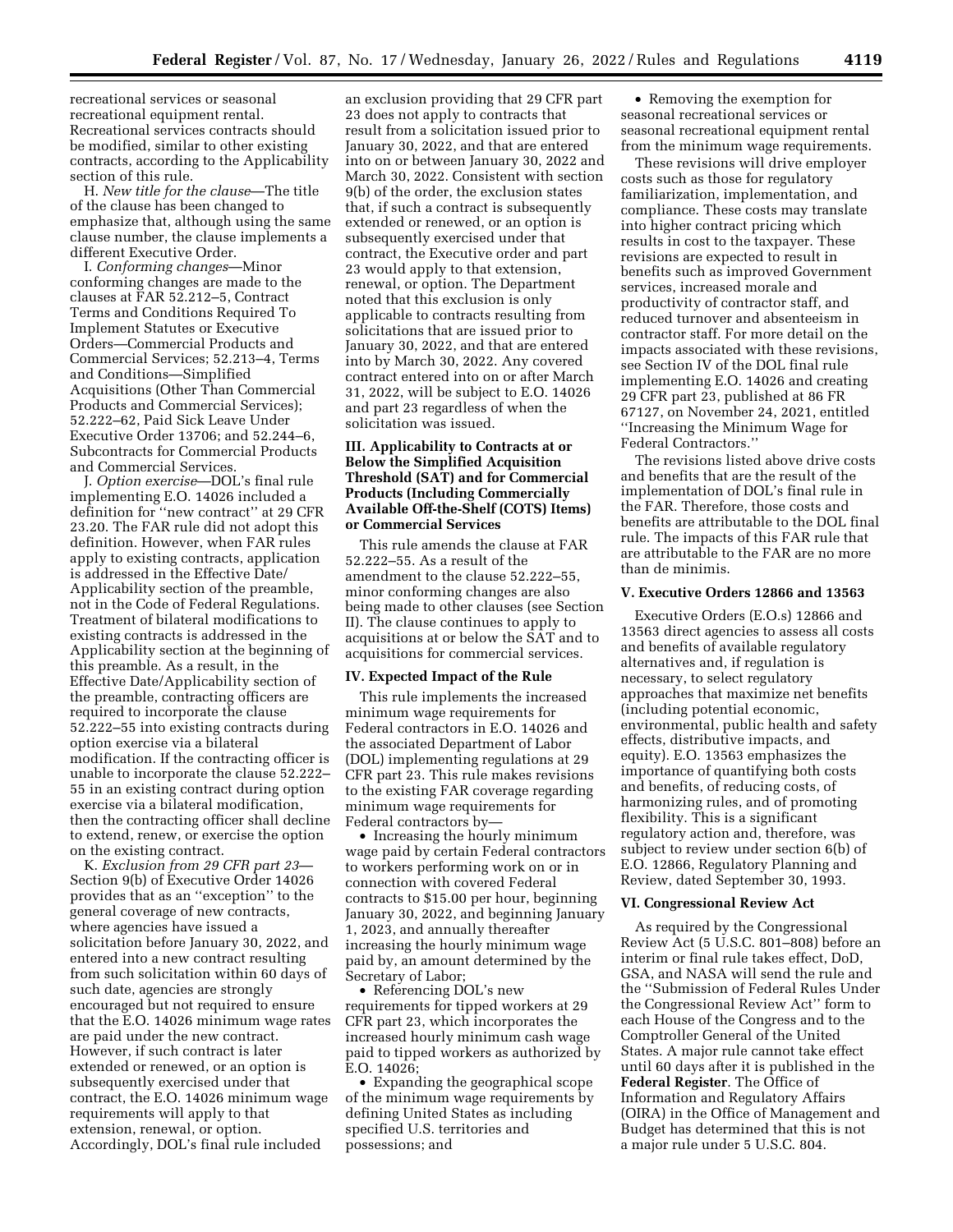recreational services or seasonal recreational equipment rental. Recreational services contracts should be modified, similar to other existing contracts, according to the Applicability section of this rule.

H. *New title for the clause*—The title of the clause has been changed to emphasize that, although using the same clause number, the clause implements a different Executive Order.

I. *Conforming changes*—Minor conforming changes are made to the clauses at FAR 52.212–5, Contract Terms and Conditions Required To Implement Statutes or Executive Orders—Commercial Products and Commercial Services; 52.213–4, Terms and Conditions—Simplified Acquisitions (Other Than Commercial Products and Commercial Services); 52.222–62, Paid Sick Leave Under Executive Order 13706; and 52.244–6, Subcontracts for Commercial Products and Commercial Services.

J. *Option exercise*—DOL's final rule implementing E.O. 14026 included a definition for "new contract" at 29 CFR 23.20. The FAR rule did not adopt this definition. However, when FAR rules apply to existing contracts, application is addressed in the Effective Date/Applicability section of the preamble, not in the Code of Federal Regulations. Treatment of bilateral modifications to existing contracts is addressed in the Applicability section at the beginning of this preamble. As a result, in the Effective Date/Applicability section of the preamble, contracting officers are required to incorporate the clause 52.222–55 into existing contracts during option exercise via a bilateral modification. If the contracting officer is unable to incorporate the clause 52.222–55 in an existing contract during option exercise via a bilateral modification, then the contracting officer shall decline to extend, renew, or exercise the option on the existing contract.

K. *Exclusion from 29 CFR part 23*—Section 9(b) of Executive Order 14026 provides that as an "exception" to the general coverage of new contracts, where agencies have issued a solicitation before January 30, 2022, and entered into a new contract resulting from such solicitation within 60 days of such date, agencies are strongly encouraged but not required to ensure that the E.O. 14026 minimum wage rates are paid under the new contract. However, if such contract is later extended or renewed, or an option is subsequently exercised under that contract, the E.O. 14026 minimum wage requirements will apply to that extension, renewal, or option. Accordingly, DOL's final rule included an exclusion providing that 29 CFR part 23 does not apply to contracts that result from a solicitation issued prior to January 30, 2022, and that are entered into on or between January 30, 2022 and March 30, 2022. Consistent with section 9(b) of the order, the exclusion states that, if such a contract is subsequently extended or renewed, or an option is subsequently exercised under that contract, the Executive order and part 23 would apply to that extension, renewal, or option. The Department noted that this exclusion is only applicable to contracts resulting from solicitations that are issued prior to January 30, 2022, and that are entered into by March 30, 2022. Any covered contract entered into on or after March 31, 2022, will be subject to E.O. 14026 and part 23 regardless of when the solicitation was issued.

## III. Applicability to Contracts at or Below the Simplified Acquisition Threshold (SAT) and for Commercial Products (Including Commercially Available Off-the-Shelf (COTS) Items) or Commercial Services

This rule amends the clause at FAR 52.222–55. As a result of the amendment to the clause 52.222–55, minor conforming changes are also being made to other clauses (see Section II). The clause continues to apply to acquisitions at or below the SAT and to acquisitions for commercial services.

## IV. Expected Impact of the Rule

This rule implements the increased minimum wage requirements for Federal contractors in E.O. 14026 and the associated Department of Labor (DOL) implementing regulations at 29 CFR part 23. This rule makes revisions to the existing FAR coverage regarding minimum wage requirements for Federal contractors by—

- Increasing the hourly minimum wage paid by certain Federal contractors to workers performing work on or in connection with covered Federal contracts to $15.00 per hour, beginning January 30, 2022, and beginning January 1, 2023, and annually thereafter increasing the hourly minimum wage paid by, an amount determined by the Secretary of Labor;
- Referencing DOL's new requirements for tipped workers at 29 CFR part 23, which incorporates the increased hourly minimum cash wage paid to tipped workers as authorized by E.O. 14026;
- Expanding the geographical scope of the minimum wage requirements by defining United States as including specified U.S. territories and possessions; and
- Removing the exemption for seasonal recreational services or seasonal recreational equipment rental from the minimum wage requirements.

These revisions will drive employer costs such as those for regulatory familiarization, implementation, and compliance. These costs may translate into higher contract pricing which results in cost to the taxpayer. These revisions are expected to result in benefits such as improved Government services, increased morale and productivity of contractor staff, and reduced turnover and absenteeism in contractor staff. For more detail on the impacts associated with these revisions, see Section IV of the DOL final rule implementing E.O. 14026 and creating 29 CFR part 23, published at 86 FR 67127, on November 24, 2021, entitled "Increasing the Minimum Wage for Federal Contractors."

The revisions listed above drive costs and benefits that are the result of the implementation of DOL's final rule in the FAR. Therefore, those costs and benefits are attributable to the DOL final rule. The impacts of this FAR rule that are attributable to the FAR are no more than de minimis.

## V. Executive Orders 12866 and 13563

Executive Orders (E.O.s) 12866 and 13563 direct agencies to assess all costs and benefits of available regulatory alternatives and, if regulation is necessary, to select regulatory approaches that maximize net benefits (including potential economic, environmental, public health and safety effects, distributive impacts, and equity). E.O. 13563 emphasizes the importance of quantifying both costs and benefits, of reducing costs, of harmonizing rules, and of promoting flexibility. This is a significant regulatory action and, therefore, was subject to review under section 6(b) of E.O. 12866, Regulatory Planning and Review, dated September 30, 1993.

## VI. Congressional Review Act

As required by the Congressional Review Act (5 U.S.C. 801–808) before an interim or final rule takes effect, DoD, GSA, and NASA will send the rule and the "Submission of Federal Rules Under the Congressional Review Act" form to each House of the Congress and to the Comptroller General of the United States. A major rule cannot take effect until 60 days after it is published in the **Federal Register**. The Office of Information and Regulatory Affairs (OIRA) in the Office of Management and Budget has determined that this is not a major rule under 5 U.S.C. 804.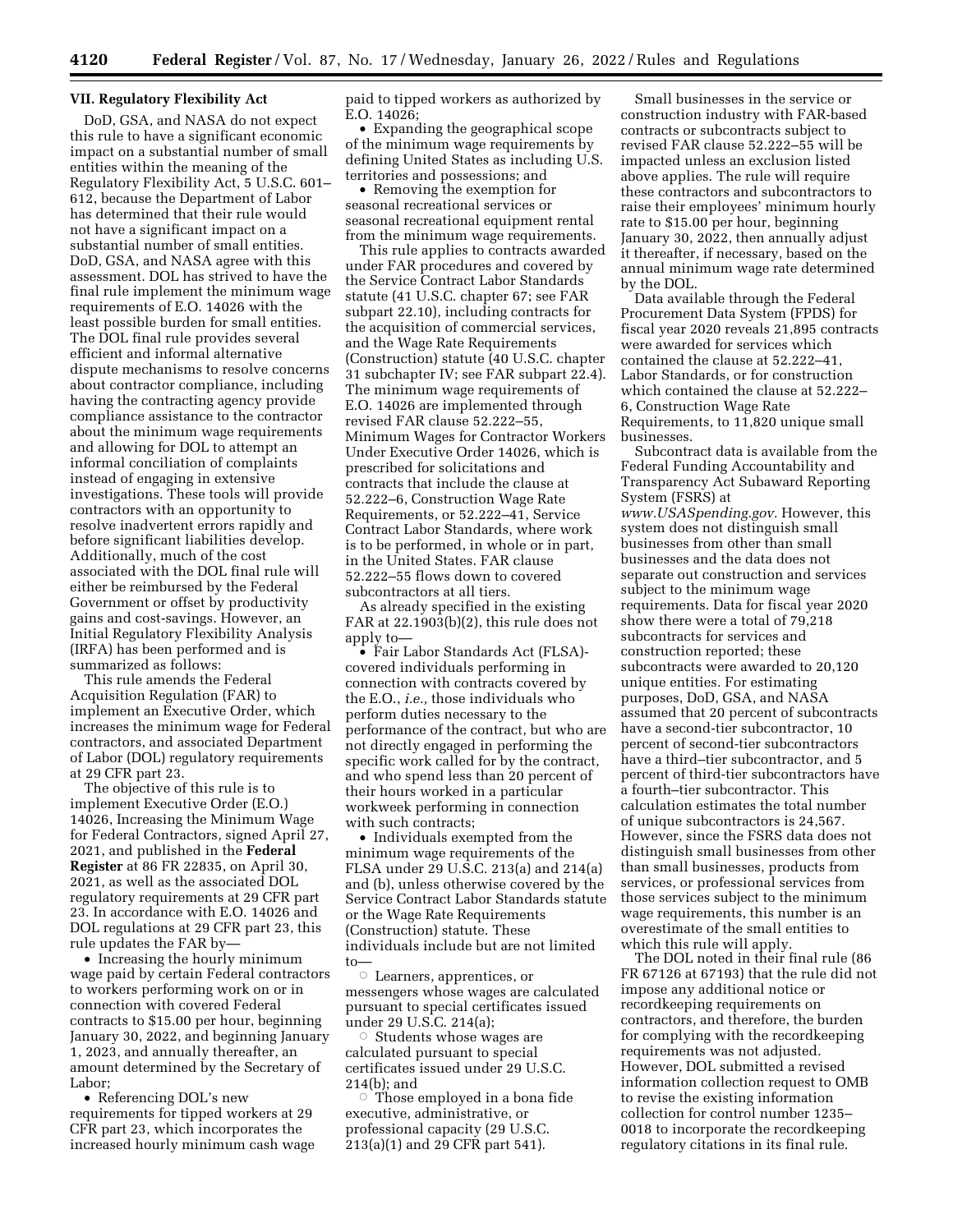## VII. Regulatory Flexibility Act

DoD, GSA, and NASA do not expect this rule to have a significant economic impact on a substantial number of small entities within the meaning of the Regulatory Flexibility Act, 5 U.S.C. 601–612, because the Department of Labor has determined that their rule would not have a significant impact on a substantial number of small entities. DoD, GSA, and NASA agree with this assessment. DOL has strived to have the final rule implement the minimum wage requirements of E.O. 14026 with the least possible burden for small entities. The DOL final rule provides several efficient and informal alternative dispute mechanisms to resolve concerns about contractor compliance, including having the contracting agency provide compliance assistance to the contractor about the minimum wage requirements and allowing for DOL to attempt an informal conciliation of complaints instead of engaging in extensive investigations. These tools will provide contractors with an opportunity to resolve inadvertent errors rapidly and before significant liabilities develop. Additionally, much of the cost associated with the DOL final rule will either be reimbursed by the Federal Government or offset by productivity gains and cost-savings. However, an Initial Regulatory Flexibility Analysis (IRFA) has been performed and is summarized as follows:

This rule amends the Federal Acquisition Regulation (FAR) to implement an Executive Order, which increases the minimum wage for Federal contractors, and associated Department of Labor (DOL) regulatory requirements at 29 CFR part 23.

The objective of this rule is to implement Executive Order (E.O.) 14026, Increasing the Minimum Wage for Federal Contractors, signed April 27, 2021, and published in the **Federal Register** at 86 FR 22835, on April 30, 2021, as well as the associated DOL regulatory requirements at 29 CFR part 23. In accordance with E.O. 14026 and DOL regulations at 29 CFR part 23, this rule updates the FAR by—

- Increasing the hourly minimum wage paid by certain Federal contractors to workers performing work on or in connection with covered Federal contracts to $15.00 per hour, beginning January 30, 2022, and beginning January 1, 2023, and annually thereafter, an amount determined by the Secretary of Labor;
- Referencing DOL's new requirements for tipped workers at 29 CFR part 23, which incorporates the increased hourly minimum cash wage paid to tipped workers as authorized by E.O. 14026;
- Expanding the geographical scope of the minimum wage requirements by defining United States as including U.S. territories and possessions; and
- Removing the exemption for seasonal recreational services or seasonal recreational equipment rental from the minimum wage requirements.

This rule applies to contracts awarded under FAR procedures and covered by the Service Contract Labor Standards statute (41 U.S.C. chapter 67; see FAR subpart 22.10), including contracts for the acquisition of commercial services, and the Wage Rate Requirements (Construction) statute (40 U.S.C. chapter 31 subchapter IV; see FAR subpart 22.4). The minimum wage requirements of E.O. 14026 are implemented through revised FAR clause 52.222–55, Minimum Wages for Contractor Workers Under Executive Order 14026, which is prescribed for solicitations and contracts that include the clause at 52.222–6, Construction Wage Rate Requirements, or 52.222–41, Service Contract Labor Standards, where work is to be performed, in whole or in part, in the United States. FAR clause 52.222–55 flows down to covered subcontractors at all tiers.

As already specified in the existing FAR at 22.1903(b)(2), this rule does not apply to—

- Fair Labor Standards Act (FLSA)-covered individuals performing in connection with contracts covered by the E.O., *i.e.,* those individuals who perform duties necessary to the performance of the contract, but who are not directly engaged in performing the specific work called for by the contract, and who spend less than 20 percent of their hours worked in a particular workweek performing in connection with such contracts;
- Individuals exempted from the minimum wage requirements of the FLSA under 29 U.S.C. 213(a) and 214(a) and (b), unless otherwise covered by the Service Contract Labor Standards statute or the Wage Rate Requirements (Construction) statute. These individuals include but are not limited to—
  - Learners, apprentices, or messengers whose wages are calculated pursuant to special certificates issued under 29 U.S.C. 214(a);
  - Students whose wages are calculated pursuant to special certificates issued under 29 U.S.C. 214(b); and
  - Those employed in a bona fide executive, administrative, or professional capacity (29 U.S.C. 213(a)(1) and 29 CFR part 541).

Small businesses in the service or construction industry with FAR-based contracts or subcontracts subject to revised FAR clause 52.222–55 will be impacted unless an exclusion listed above applies. The rule will require these contractors and subcontractors to raise their employees' minimum hourly rate to $15.00 per hour, beginning January 30, 2022, then annually adjust it thereafter, if necessary, based on the annual minimum wage rate determined by the DOL.

Data available through the Federal Procurement Data System (FPDS) for fiscal year 2020 reveals 21,895 contracts were awarded for services which contained the clause at 52.222–41, Labor Standards, or for construction which contained the clause at 52.222–6, Construction Wage Rate Requirements, to 11,820 unique small businesses.

Subcontract data is available from the Federal Funding Accountability and Transparency Act Subaward Reporting System (FSRS) at *www.USASpending.gov.* However, this system does not distinguish small businesses from other than small businesses and the data does not separate out construction and services subject to the minimum wage requirements. Data for fiscal year 2020 show there were a total of 79,218 subcontracts for services and construction reported; these subcontracts were awarded to 20,120 unique entities. For estimating purposes, DoD, GSA, and NASA assumed that 20 percent of subcontracts have a second-tier subcontractor, 10 percent of second-tier subcontractors have a third–tier subcontractor, and 5 percent of third-tier subcontractors have a fourth–tier subcontractor. This calculation estimates the total number of unique subcontractors is 24,567. However, since the FSRS data does not distinguish small businesses from other than small businesses, products from services, or professional services from those services subject to the minimum wage requirements, this number is an overestimate of the small entities to which this rule will apply.

The DOL noted in their final rule (86 FR 67126 at 67193) that the rule did not impose any additional notice or recordkeeping requirements on contractors, and therefore, the burden for complying with the recordkeeping requirements was not adjusted. However, DOL submitted a revised information collection request to OMB to revise the existing information collection for control number 1235–0018 to incorporate the recordkeeping regulatory citations in its final rule.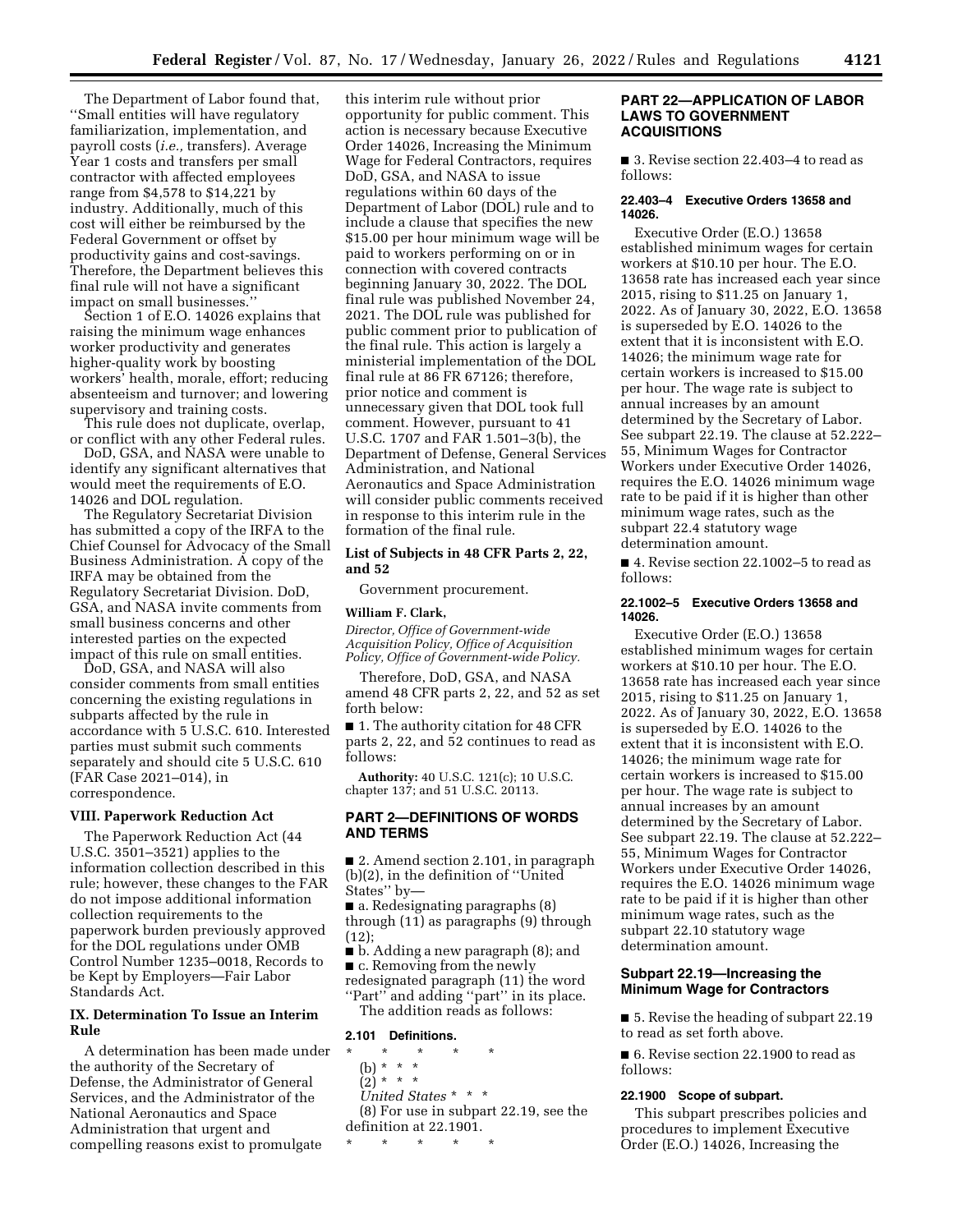The Department of Labor found that, ''Small entities will have regulatory familiarization, implementation, and payroll costs (*i.e.,* transfers). Average Year 1 costs and transfers per small contractor with affected employees range from $4,578 to $14,221 by industry. Additionally, much of this cost will either be reimbursed by the Federal Government or offset by productivity gains and cost-savings. Therefore, the Department believes this final rule will not have a significant impact on small businesses.''

Section 1 of E.O. 14026 explains that raising the minimum wage enhances worker productivity and generates higher-quality work by boosting workers' health, morale, effort; reducing absenteeism and turnover; and lowering supervisory and training costs.

This rule does not duplicate, overlap, or conflict with any other Federal rules.

DoD, GSA, and NASA were unable to identify any significant alternatives that would meet the requirements of E.O. 14026 and DOL regulation.

The Regulatory Secretariat Division has submitted a copy of the IRFA to the Chief Counsel for Advocacy of the Small Business Administration. A copy of the IRFA may be obtained from the Regulatory Secretariat Division. DoD, GSA, and NASA invite comments from small business concerns and other interested parties on the expected impact of this rule on small entities.

DoD, GSA, and NASA will also consider comments from small entities concerning the existing regulations in subparts affected by the rule in accordance with 5 U.S.C. 610. Interested parties must submit such comments separately and should cite 5 U.S.C. 610 (FAR Case 2021–014), in correspondence.

## VIII. Paperwork Reduction Act

The Paperwork Reduction Act (44 U.S.C. 3501–3521) applies to the information collection described in this rule; however, these changes to the FAR do not impose additional information collection requirements to the paperwork burden previously approved for the DOL regulations under OMB Control Number 1235–0018, Records to be Kept by Employers—Fair Labor Standards Act.

## IX. Determination To Issue an Interim Rule

A determination has been made under the authority of the Secretary of Defense, the Administrator of General Services, and the Administrator of the National Aeronautics and Space Administration that urgent and compelling reasons exist to promulgate this interim rule without prior opportunity for public comment. This action is necessary because Executive Order 14026, Increasing the Minimum Wage for Federal Contractors, requires DoD, GSA, and NASA to issue regulations within 60 days of the Department of Labor (DOL) rule and to include a clause that specifies the new $15.00 per hour minimum wage will be paid to workers performing on or in connection with covered contracts beginning January 30, 2022. The DOL final rule was published November 24, 2021. The DOL rule was published for public comment prior to publication of the final rule. This action is largely a ministerial implementation of the DOL final rule at 86 FR 67126; therefore, prior notice and comment is unnecessary given that DOL took full comment. However, pursuant to 41 U.S.C. 1707 and FAR 1.501–3(b), the Department of Defense, General Services Administration, and National Aeronautics and Space Administration will consider public comments received in response to this interim rule in the formation of the final rule.

### List of Subjects in 48 CFR Parts 2, 22, and 52

Government procurement.

**William F. Clark,**
*Director, Office of Government-wide Acquisition Policy, Office of Acquisition Policy, Office of Government-wide Policy.*

Therefore, DoD, GSA, and NASA amend 48 CFR parts 2, 22, and 52 as set forth below:

■ 1. The authority citation for 48 CFR parts 2, 22, and 52 continues to read as follows:

**Authority:** 40 U.S.C. 121(c); 10 U.S.C. chapter 137; and 51 U.S.C. 20113.

## PART 2—DEFINITIONS OF WORDS AND TERMS

■ 2. Amend section 2.101, in paragraph (b)(2), in the definition of ''United States'' by—

■ a. Redesignating paragraphs (8) through (11) as paragraphs (9) through (12);

■ b. Adding a new paragraph (8); and

■ c. Removing from the newly redesignated paragraph (11) the word ''Part'' and adding ''part'' in its place.

The addition reads as follows:

### 2.101 Definitions.

\* \* \* \* \*

(b) \* \* \*

(2) \* \* \*

*United States* \* \* \*

(8) For use in subpart 22.19, see the definition at 22.1901.

\* \* \* \* \*

## PART 22—APPLICATION OF LABOR LAWS TO GOVERNMENT ACQUISITIONS

■ 3. Revise section 22.403–4 to read as follows:

### 22.403–4 Executive Orders 13658 and 14026.

Executive Order (E.O.) 13658 established minimum wages for certain workers at $10.10 per hour. The E.O. 13658 rate has increased each year since 2015, rising to $11.25 on January 1, 2022. As of January 30, 2022, E.O. 13658 is superseded by E.O. 14026 to the extent that it is inconsistent with E.O. 14026; the minimum wage rate for certain workers is increased to $15.00 per hour. The wage rate is subject to annual increases by an amount determined by the Secretary of Labor. See subpart 22.19. The clause at 52.222–55, Minimum Wages for Contractor Workers under Executive Order 14026, requires the E.O. 14026 minimum wage rate to be paid if it is higher than other minimum wage rates, such as the subpart 22.4 statutory wage determination amount.

■ 4. Revise section 22.1002–5 to read as follows:

### 22.1002–5 Executive Orders 13658 and 14026.

Executive Order (E.O.) 13658 established minimum wages for certain workers at $10.10 per hour. The E.O. 13658 rate has increased each year since 2015, rising to $11.25 on January 1, 2022. As of January 30, 2022, E.O. 13658 is superseded by E.O. 14026 to the extent that it is inconsistent with E.O. 14026; the minimum wage rate for certain workers is increased to $15.00 per hour. The wage rate is subject to annual increases by an amount determined by the Secretary of Labor. See subpart 22.19. The clause at 52.222–55, Minimum Wages for Contractor Workers under Executive Order 14026, requires the E.O. 14026 minimum wage rate to be paid if it is higher than other minimum wage rates, such as the subpart 22.10 statutory wage determination amount.

## Subpart 22.19—Increasing the Minimum Wage for Contractors

■ 5. Revise the heading of subpart 22.19 to read as set forth above.

■ 6. Revise section 22.1900 to read as follows:

### 22.1900 Scope of subpart.

This subpart prescribes policies and procedures to implement Executive Order (E.O.) 14026, Increasing the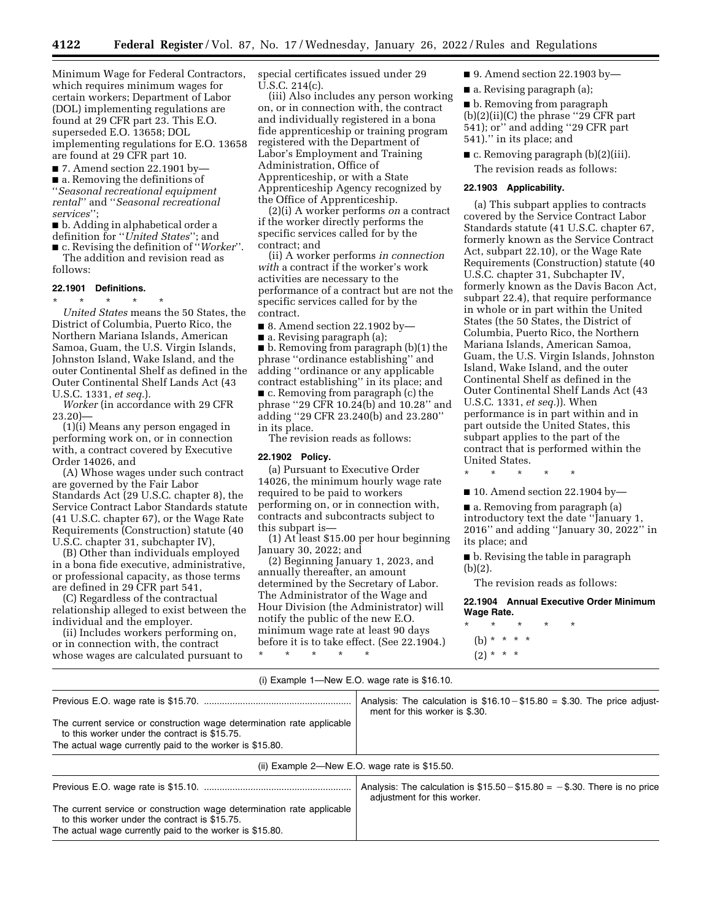Minimum Wage for Federal Contractors, which requires minimum wages for certain workers; Department of Labor (DOL) implementing regulations are found at 29 CFR part 23. This E.O. superseded E.O. 13658; DOL implementing regulations for E.O. 13658 are found at 29 CFR part 10.

■ 7. Amend section 22.1901 by—

■ a. Removing the definitions of ''*Seasonal recreational equipment rental*'' and ''*Seasonal recreational services*'';

■ b. Adding in alphabetical order a definition for ''*United States*''; and

■ c. Revising the definition of ''*Worker*''.

The addition and revision read as follows:

**22.1901 Definitions.**

\* \* \* \* \*

*United States* means the 50 States, the District of Columbia, Puerto Rico, the Northern Mariana Islands, American Samoa, Guam, the U.S. Virgin Islands, Johnston Island, Wake Island, and the outer Continental Shelf as defined in the Outer Continental Shelf Lands Act (43 U.S.C. 1331, *et seq.*).

*Worker* (in accordance with 29 CFR 23.20)—

(1)(i) Means any person engaged in performing work on, or in connection with, a contract covered by Executive Order 14026, and

(A) Whose wages under such contract are governed by the Fair Labor Standards Act (29 U.S.C. chapter 8), the Service Contract Labor Standards statute (41 U.S.C. chapter 67), or the Wage Rate Requirements (Construction) statute (40 U.S.C. chapter 31, subchapter IV),

(B) Other than individuals employed in a bona fide executive, administrative, or professional capacity, as those terms are defined in 29 CFR part 541,

(C) Regardless of the contractual relationship alleged to exist between the individual and the employer.

(ii) Includes workers performing on, or in connection with, the contract whose wages are calculated pursuant to special certificates issued under 29 U.S.C. 214(c).

(iii) Also includes any person working on, or in connection with, the contract and individually registered in a bona fide apprenticeship or training program registered with the Department of Labor's Employment and Training Administration, Office of Apprenticeship, or with a State Apprenticeship Agency recognized by the Office of Apprenticeship.

(2)(i) A worker performs *on* a contract if the worker directly performs the specific services called for by the contract; and

(ii) A worker performs *in connection with* a contract if the worker's work activities are necessary to the performance of a contract but are not the specific services called for by the contract.

■ 8. Amend section 22.1902 by—

■ a. Revising paragraph (a);

■ b. Removing from paragraph (b)(1) the phrase ''ordinance establishing'' and adding ''ordinance or any applicable contract establishing'' in its place; and

■ c. Removing from paragraph (c) the phrase ''29 CFR 10.24(b) and 10.28'' and adding ''29 CFR 23.240(b) and 23.280'' in its place.

The revision reads as follows:

**22.1902 Policy.**

(a) Pursuant to Executive Order 14026, the minimum hourly wage rate required to be paid to workers performing on, or in connection with, contracts and subcontracts subject to this subpart is—

(1) At least $15.00 per hour beginning January 30, 2022; and

(2) Beginning January 1, 2023, and annually thereafter, an amount determined by the Secretary of Labor. The Administrator of the Wage and Hour Division (the Administrator) will notify the public of the new E.O. minimum wage rate at least 90 days before it is to take effect. (See 22.1904.)

\* \* \* \* \*

■ 9. Amend section 22.1903 by—

■ a. Revising paragraph (a);

■ b. Removing from paragraph (b)(2)(ii)(C) the phrase ''29 CFR part 541); or'' and adding ''29 CFR part 541).'' in its place; and

■ c. Removing paragraph (b)(2)(iii).

The revision reads as follows:

**22.1903 Applicability.**

(a) This subpart applies to contracts covered by the Service Contract Labor Standards statute (41 U.S.C. chapter 67, formerly known as the Service Contract Act, subpart 22.10), or the Wage Rate Requirements (Construction) statute (40 U.S.C. chapter 31, Subchapter IV, formerly known as the Davis Bacon Act, subpart 22.4), that require performance in whole or in part within the United States (the 50 States, the District of Columbia, Puerto Rico, the Northern Mariana Islands, American Samoa, Guam, the U.S. Virgin Islands, Johnston Island, Wake Island, and the outer Continental Shelf as defined in the Outer Continental Shelf Lands Act (43 U.S.C. 1331, *et seq.*)). When performance is in part within and in part outside the United States, this subpart applies to the part of the contract that is performed within the United States.

\* \* \* \* \*

■ 10. Amend section 22.1904 by—

■ a. Removing from paragraph (a) introductory text the date ''January 1, 2016'' and adding ''January 30, 2022'' in its place; and

■ b. Revising the table in paragraph (b)(2).

The revision reads as follows:

**22.1904 Annual Executive Order Minimum Wage Rate.**

\* \* \* \* \*

(b) \* \* \*

(2) \* \* \*

| | |
|---|---|
| (i) Example 1—New E.O. wage rate is $16.10. | |
| Previous E.O. wage rate is $15.70.<br>The current service or construction wage determination rate applicable to this worker under the contract is $15.75.<br>The actual wage currently paid to the worker is $15.80. | Analysis: The calculation is $16.10 − $15.80 = $.30. The price adjustment for this worker is $.30. |
| (ii) Example 2—New E.O. wage rate is $15.50. | |
| Previous E.O. wage rate is $15.10.<br>The current service or construction wage determination rate applicable to this worker under the contract is $15.75.<br>The actual wage currently paid to the worker is $15.80. | Analysis: The calculation is $15.50 − $15.80 = −$.30. There is no price adjustment for this worker. |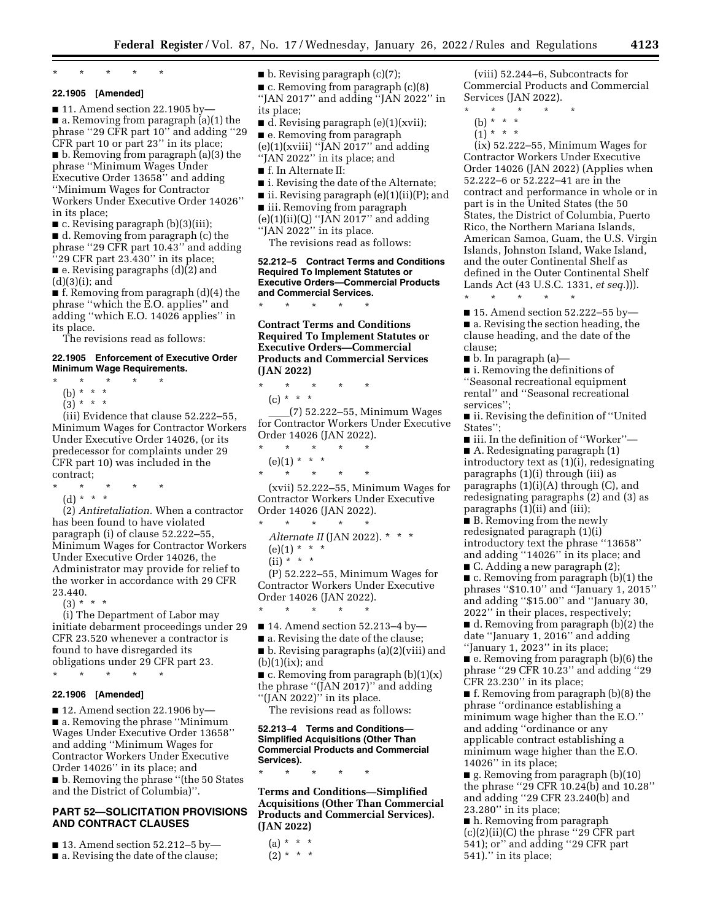\* \* \* \* \*

**22.1905 [Amended]**

■ 11. Amend section 22.1905 by—

■ a. Removing from paragraph (a)(1) the phrase ''29 CFR part 10'' and adding ''29 CFR part 10 or part 23'' in its place;

■ b. Removing from paragraph (a)(3) the phrase ''Minimum Wages Under Executive Order 13658'' and adding ''Minimum Wages for Contractor Workers Under Executive Order 14026'' in its place;

■ c. Revising paragraph (b)(3)(iii);

■ d. Removing from paragraph (c) the phrase ''29 CFR part 10.43'' and adding ''29 CFR part 23.430'' in its place;

■ e. Revising paragraphs (d)(2) and (d)(3)(i); and

■ f. Removing from paragraph (d)(4) the phrase ''which the E.O. applies'' and adding ''which E.O. 14026 applies'' in its place.

The revisions read as follows:

**22.1905 Enforcement of Executive Order Minimum Wage Requirements.**

\* \* \* \* \*

(b) \* \* \*

(3) \* \* \*

(iii) Evidence that clause 52.222–55, Minimum Wages for Contractor Workers Under Executive Order 14026, (or its predecessor for complaints under 29 CFR part 10) was included in the contract;

\* \* \* \* \*

(d) \* \* \*

(2) *Antiretaliation.* When a contractor has been found to have violated paragraph (i) of clause 52.222–55, Minimum Wages for Contractor Workers Under Executive Order 14026, the Administrator may provide for relief to the worker in accordance with 29 CFR 23.440.

(3) \* \* \*

(i) The Department of Labor may initiate debarment proceedings under 29 CFR 23.520 whenever a contractor is found to have disregarded its obligations under 29 CFR part 23.

\* \* \* \* \*

**22.1906 [Amended]**

■ 12. Amend section 22.1906 by—

■ a. Removing the phrase ''Minimum Wages Under Executive Order 13658'' and adding ''Minimum Wages for Contractor Workers Under Executive Order 14026'' in its place; and

■ b. Removing the phrase ''(the 50 States and the District of Columbia)''.

## PART 52—SOLICITATION PROVISIONS AND CONTRACT CLAUSES

■ 13. Amend section 52.212–5 by—

■ a. Revising the date of the clause;

■ b. Revising paragraph (c)(7);

■ c. Removing from paragraph (c)(8) ''JAN 2017'' and adding ''JAN 2022'' in its place;

■ d. Revising paragraph (e)(1)(xvii);

■ e. Removing from paragraph (e)(1)(xviii) ''JAN 2017'' and adding ''JAN 2022'' in its place; and

■ f. In Alternate II:

■ i. Revising the date of the Alternate;

■ ii. Revising paragraph (e)(1)(ii)(P); and

■ iii. Removing from paragraph (e)(1)(ii)(Q) ''JAN 2017'' and adding ''JAN 2022'' in its place.

The revisions read as follows:

**52.212–5 Contract Terms and Conditions Required To Implement Statutes or Executive Orders—Commercial Products and Commercial Services.**

\* \* \* \* \*

**Contract Terms and Conditions Required To Implement Statutes or Executive Orders—Commercial Products and Commercial Services (JAN 2022)**

\* \* \* \* \*

(c) \* \* \*

\_\_\_\_(7) 52.222–55, Minimum Wages for Contractor Workers Under Executive Order 14026 (JAN 2022).

\* \* \* \* \*

(e)(1) \* \* \*

\* \* \* \* \*

(xvii) 52.222–55, Minimum Wages for Contractor Workers Under Executive Order 14026 (JAN 2022).

\* \* \* \* \*

*Alternate II* (JAN 2022). \* \* \*

(e)(1) \* \* \*

(ii) \* \* \*

(P) 52.222–55, Minimum Wages for Contractor Workers Under Executive Order 14026 (JAN 2022).

\* \* \* \* \*

■ 14. Amend section 52.213–4 by—

■ a. Revising the date of the clause;

■ b. Revising paragraphs (a)(2)(viii) and (b)(1)(ix); and

■ c. Removing from paragraph (b)(1)(x) the phrase ''(JAN 2017)'' and adding ''(JAN 2022)'' in its place.

The revisions read as follows:

**52.213–4 Terms and Conditions—Simplified Acquisitions (Other Than Commercial Products and Commercial Services).**

\* \* \* \* \*

**Terms and Conditions—Simplified Acquisitions (Other Than Commercial Products and Commercial Services). (JAN 2022)**

(a) \* \* \*

(2) \* \* \*

(viii) 52.244–6, Subcontracts for Commercial Products and Commercial Services (JAN 2022).

\* \* \* \* \*

(b) \* \* \*

(1) \* \* \*

(ix) 52.222–55, Minimum Wages for Contractor Workers Under Executive Order 14026 (JAN 2022) (Applies when 52.222–6 or 52.222–41 are in the contract and performance in whole or in part is in the United States (the 50 States, the District of Columbia, Puerto Rico, the Northern Mariana Islands, American Samoa, Guam, the U.S. Virgin Islands, Johnston Island, Wake Island, and the outer Continental Shelf as defined in the Outer Continental Shelf Lands Act (43 U.S.C. 1331, *et seq.*))).

\* \* \* \* \*

■ 15. Amend section 52.222–55 by—

■ a. Revising the section heading, the clause heading, and the date of the clause;

■ b. In paragraph (a)—

■ i. Removing the definitions of ''Seasonal recreational equipment rental'' and ''Seasonal recreational services'';

■ ii. Revising the definition of ''United States'';

■ iii. In the definition of ''Worker''—

■ A. Redesignating paragraph (1) introductory text as (1)(i), redesignating paragraphs (1)(i) through (iii) as paragraphs (1)(i)(A) through (C), and redesignating paragraphs (2) and (3) as paragraphs (1)(ii) and (iii);

■ B. Removing from the newly redesignated paragraph (1)(i) introductory text the phrase ''13658'' and adding ''14026'' in its place; and

■ C. Adding a new paragraph (2);

■ c. Removing from paragraph (b)(1) the phrases ''$10.10'' and ''January 1, 2015'' and adding ''$15.00'' and ''January 30, 2022'' in their places, respectively;

■ d. Removing from paragraph (b)(2) the date ''January 1, 2016'' and adding ''January 1, 2023'' in its place;

■ e. Removing from paragraph (b)(6) the phrase ''29 CFR 10.23'' and adding ''29 CFR 23.230'' in its place;

■ f. Removing from paragraph (b)(8) the phrase ''ordinance establishing a minimum wage higher than the E.O.'' and adding ''ordinance or any applicable contract establishing a minimum wage higher than the E.O. 14026'' in its place;

■ g. Removing from paragraph (b)(10) the phrase ''29 CFR 10.24(b) and 10.28'' and adding ''29 CFR 23.240(b) and 23.280'' in its place;

■ h. Removing from paragraph (c)(2)(ii)(C) the phrase ''29 CFR part 541); or'' and adding ''29 CFR part 541).'' in its place;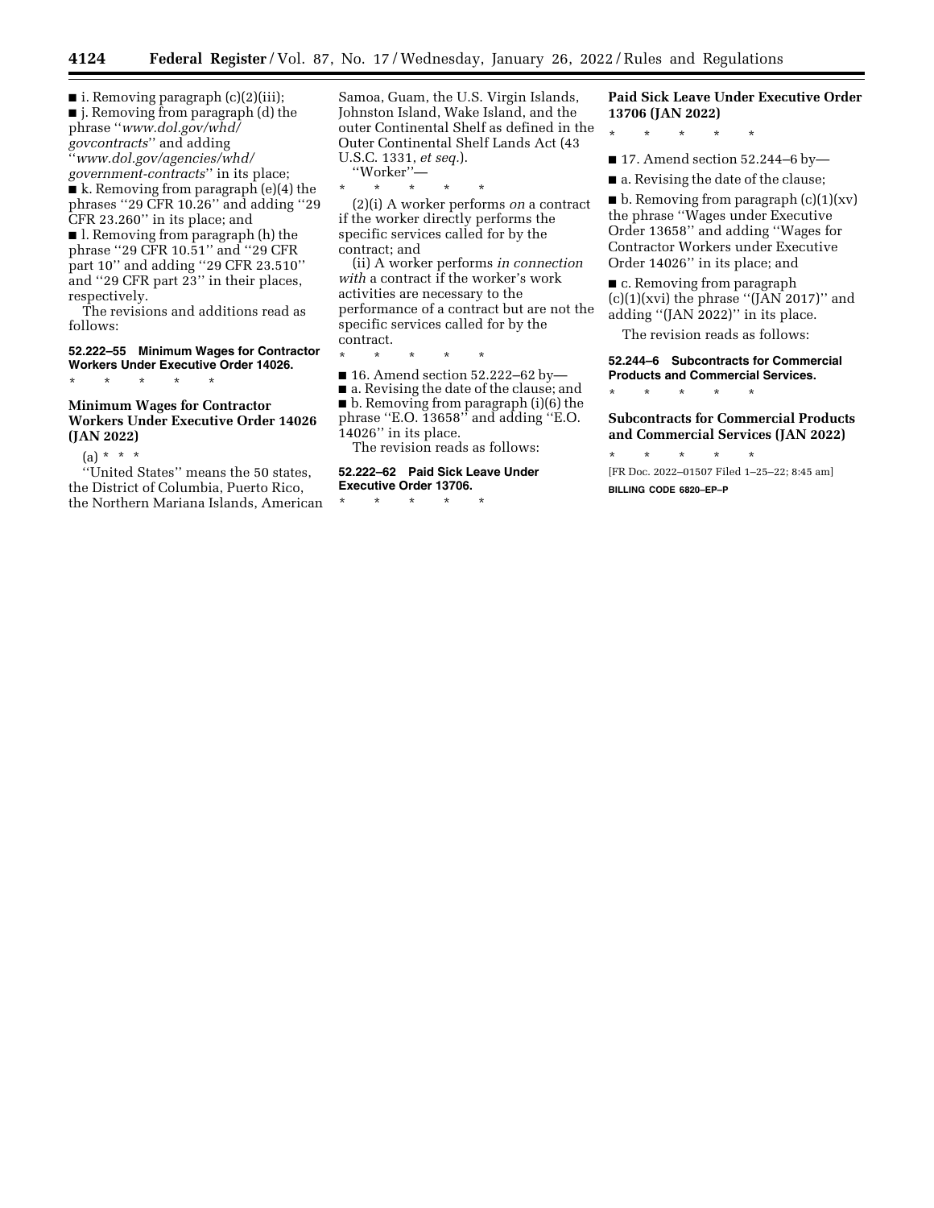■ i. Removing paragraph (c)(2)(iii);

■ j. Removing from paragraph (d) the phrase "*www.dol.gov/whd/govcontracts*" and adding "*www.dol.gov/agencies/whd/government-contracts*" in its place;

■ k. Removing from paragraph (e)(4) the phrases "29 CFR 10.26" and adding "29 CFR 23.260" in its place; and

■ l. Removing from paragraph (h) the phrase "29 CFR 10.51" and "29 CFR part 10" and adding "29 CFR 23.510" and "29 CFR part 23" in their places, respectively.

The revisions and additions read as follows:

**52.222–55 Minimum Wages for Contractor Workers Under Executive Order 14026.**

\* \* \* \* \*

### Minimum Wages for Contractor Workers Under Executive Order 14026 (JAN 2022)

(a) \* \* \*

"United States" means the 50 states, the District of Columbia, Puerto Rico, the Northern Mariana Islands, American Samoa, Guam, the U.S. Virgin Islands, Johnston Island, Wake Island, and the outer Continental Shelf as defined in the Outer Continental Shelf Lands Act (43 U.S.C. 1331, *et seq.*).

"Worker"—

\* \* \* \* \*

(2)(i) A worker performs *on* a contract if the worker directly performs the specific services called for by the contract; and

(ii) A worker performs *in connection with* a contract if the worker's work activities are necessary to the performance of a contract but are not the specific services called for by the contract.

\* \* \* \* \*

■ 16. Amend section 52.222–62 by—

■ a. Revising the date of the clause; and

■ b. Removing from paragraph (i)(6) the phrase "E.O. 13658" and adding "E.O. 14026" in its place.

The revision reads as follows:

**52.222–62 Paid Sick Leave Under Executive Order 13706.**

\* \* \* \* \*

### Paid Sick Leave Under Executive Order 13706 (JAN 2022)

\* \* \* \* \*

■ 17. Amend section 52.244–6 by—

■ a. Revising the date of the clause;

■ b. Removing from paragraph (c)(1)(xv) the phrase "Wages under Executive Order 13658" and adding "Wages for Contractor Workers under Executive Order 14026" in its place; and

■ c. Removing from paragraph (c)(1)(xvi) the phrase "(JAN 2017)" and adding "(JAN 2022)" in its place.

The revision reads as follows:

**52.244–6 Subcontracts for Commercial Products and Commercial Services.**

\* \* \* \* \*

### Subcontracts for Commercial Products and Commercial Services (JAN 2022)

\* \* \* \* \*

[FR Doc. 2022–01507 Filed 1–25–22; 8:45 am]

**BILLING CODE 6820–EP–P**